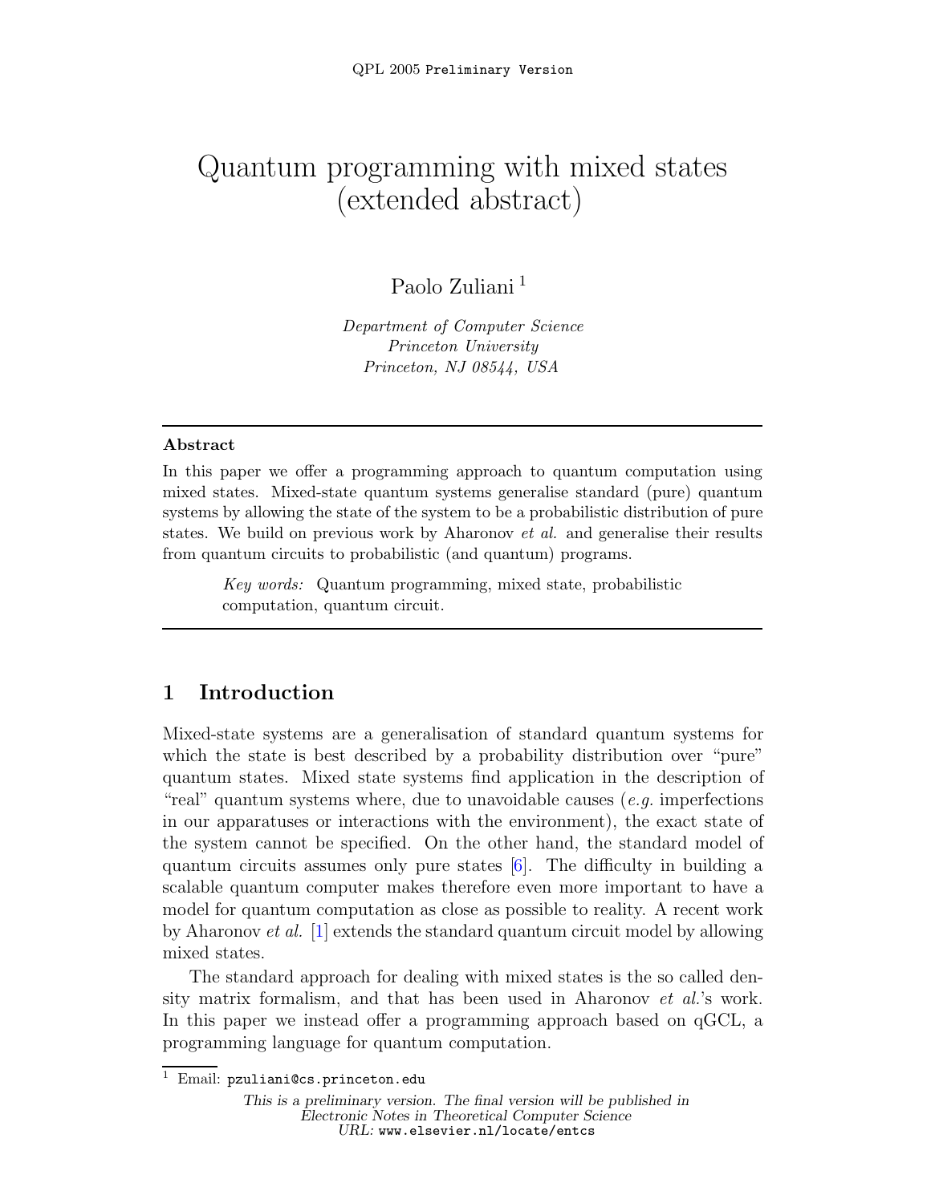# Quantum programming with mixed states (extended abstract)

Paolo Zuliani [1]

*Department of Computer Science*
*Princeton University*
*Princeton, NJ 08544, USA*

---

**Abstract**

In this paper we offer a programming approach to quantum computation using mixed states. Mixed-state quantum systems generalise standard (pure) quantum systems by allowing the state of the system to be a probabilistic distribution of pure states. We build on previous work by Aharonov *et al.* and generalise their results from quantum circuits to probabilistic (and quantum) programs.

*Key words:* Quantum programming, mixed state, probabilistic computation, quantum circuit.

---

## 1 Introduction

Mixed-state systems are a generalisation of standard quantum systems for which the state is best described by a probability distribution over "pure" quantum states. Mixed state systems find application in the description of "real" quantum systems where, due to unavoidable causes (*e.g.* imperfections in our apparatuses or interactions with the environment), the exact state of the system cannot be specified. On the other hand, the standard model of quantum circuits assumes only pure states [6]. The difficulty in building a scalable quantum computer makes therefore even more important to have a model for quantum computation as close as possible to reality. A recent work by Aharonov *et al.* [1] extends the standard quantum circuit model by allowing mixed states.

The standard approach for dealing with mixed states is the so called density matrix formalism, and that has been used in Aharonov *et al.*'s work. In this paper we instead offer a programming approach based on qGCL, a programming language for quantum computation.

[1] Email: pzuliani@cs.princeton.edu

*This is a preliminary version. The final version will be published in Electronic Notes in Theoretical Computer Science*
*URL:* www.elsevier.nl/locate/entcs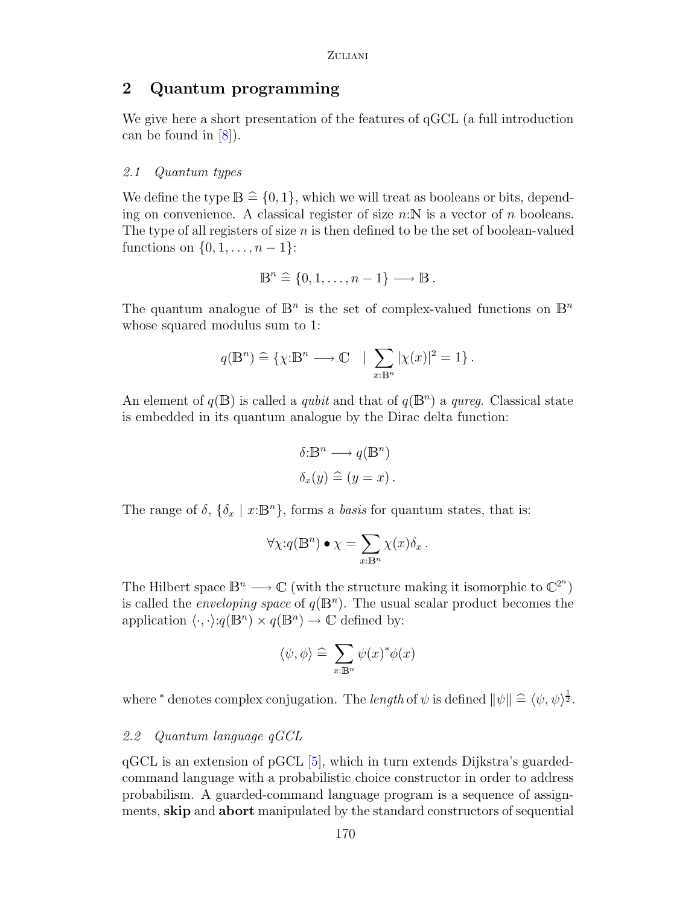## 2 Quantum programming

We give here a short presentation of the features of qGCL (a full introduction can be found in [8]).

### 2.1 Quantum types

We define the type $\mathbb{B} \mathrel{\widehat{=}} \{0, 1\}$, which we will treat as booleans or bits, depending on convenience. A classical register of size $n{:}\mathbb{N}$ is a vector of $n$ booleans. The type of all registers of size $n$ is then defined to be the set of boolean-valued functions on $\{0, 1, \ldots, n-1\}$:

$$\mathbb{B}^n \mathrel{\widehat{=}} \{0, 1, \ldots, n-1\} \longrightarrow \mathbb{B}\,.$$

The quantum analogue of $\mathbb{B}^n$ is the set of complex-valued functions on $\mathbb{B}^n$ whose squared modulus sum to 1:

$$q(\mathbb{B}^n) \mathrel{\widehat{=}} \{\chi{:}\mathbb{B}^n \longrightarrow \mathbb{C} \quad | \sum_{x:\mathbb{B}^n} |\chi(x)|^2 = 1\}\,.$$

An element of $q(\mathbb{B})$ is called a *qubit* and that of $q(\mathbb{B}^n)$ a *qureg*. Classical state is embedded in its quantum analogue by the Dirac delta function:

$$\delta{:}\mathbb{B}^n \longrightarrow q(\mathbb{B}^n)$$
$$\delta_x(y) \mathrel{\widehat{=}} (y = x)\,.$$

The range of $\delta$, $\{\delta_x \mid x{:}\mathbb{B}^n\}$, forms a *basis* for quantum states, that is:

$$\forall \chi{:}q(\mathbb{B}^n) \bullet \chi = \sum_{x:\mathbb{B}^n} \chi(x)\delta_x\,.$$

The Hilbert space $\mathbb{B}^n \longrightarrow \mathbb{C}$ (with the structure making it isomorphic to $\mathbb{C}^{2^n}$) is called the *enveloping space* of $q(\mathbb{B}^n)$. The usual scalar product becomes the application $\langle \cdot, \cdot \rangle{:}q(\mathbb{B}^n) \times q(\mathbb{B}^n) \to \mathbb{C}$ defined by:

$$\langle \psi, \phi \rangle \mathrel{\widehat{=}} \sum_{x:\mathbb{B}^n} \psi(x)^* \phi(x)$$

where $^*$ denotes complex conjugation. The *length* of $\psi$ is defined $\|\psi\| \mathrel{\widehat{=}} \langle \psi, \psi \rangle^{\frac{1}{2}}$.

### 2.2 Quantum language qGCL

qGCL is an extension of pGCL [5], which in turn extends Dijkstra's guarded-command language with a probabilistic choice constructor in order to address probabilism. A guarded-command language program is a sequence of assignments, **skip** and **abort** manipulated by the standard constructors of sequential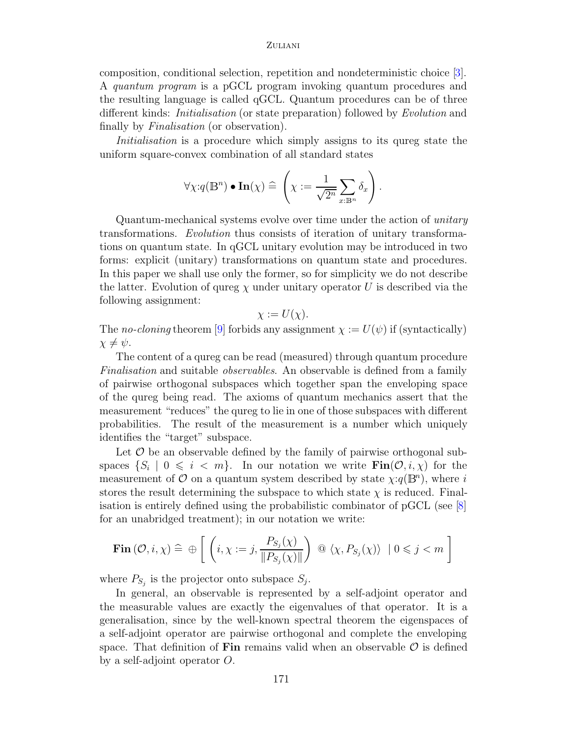composition, conditional selection, repetition and nondeterministic choice [3]. A *quantum program* is a pGCL program invoking quantum procedures and the resulting language is called qGCL. Quantum procedures can be of three different kinds: *Initialisation* (or state preparation) followed by *Evolution* and finally by *Finalisation* (or observation).

*Initialisation* is a procedure which simply assigns to its qureg state the uniform square-convex combination of all standard states

$$\forall \chi : q(\mathbb{B}^n) \bullet \mathbf{In}(\chi) \mathrel{\widehat{=}} \left( \chi := \frac{1}{\sqrt{2^n}} \sum_{x:\mathbb{B}^n} \delta_x \right).$$

Quantum-mechanical systems evolve over time under the action of *unitary* transformations. *Evolution* thus consists of iteration of unitary transformations on quantum state. In qGCL unitary evolution may be introduced in two forms: explicit (unitary) transformations on quantum state and procedures. In this paper we shall use only the former, so for simplicity we do not describe the latter. Evolution of qureg $\chi$ under unitary operator $U$ is described via the following assignment:

$$\chi := U(\chi).$$

The *no-cloning* theorem [9] forbids any assignment $\chi := U(\psi)$ if (syntactically) $\chi \neq \psi$.

The content of a qureg can be read (measured) through quantum procedure *Finalisation* and suitable *observables*. An observable is defined from a family of pairwise orthogonal subspaces which together span the enveloping space of the qureg being read. The axioms of quantum mechanics assert that the measurement "reduces" the qureg to lie in one of those subspaces with different probabilities. The result of the measurement is a number which uniquely identifies the "target" subspace.

Let $\mathcal{O}$ be an observable defined by the family of pairwise orthogonal subspaces $\{S_i \mid 0 \leqslant i < m\}$. In our notation we write $\mathbf{Fin}(\mathcal{O}, i, \chi)$ for the measurement of $\mathcal{O}$ on a quantum system described by state $\chi : q(\mathbb{B}^n)$, where $i$ stores the result determining the subspace to which state $\chi$ is reduced. Finalisation is entirely defined using the probabilistic combinator of pGCL (see [8] for an unabridged treatment); in our notation we write:

$$\mathbf{Fin}\left(\mathcal{O}, i, \chi\right) \mathrel{\widehat{=}} \oplus \left[ \left( i, \chi := j, \frac{P_{S_j}(\chi)}{\| P_{S_j}(\chi) \|} \right) \;@\; \langle \chi, P_{S_j}(\chi) \rangle \;\mid 0 \leqslant j < m \right]$$

where $P_{S_j}$ is the projector onto subspace $S_j$.

In general, an observable is represented by a self-adjoint operator and the measurable values are exactly the eigenvalues of that operator. It is a generalisation, since by the well-known spectral theorem the eigenspaces of a self-adjoint operator are pairwise orthogonal and complete the enveloping space. That definition of $\mathbf{Fin}$ remains valid when an observable $\mathcal{O}$ is defined by a self-adjoint operator $O$.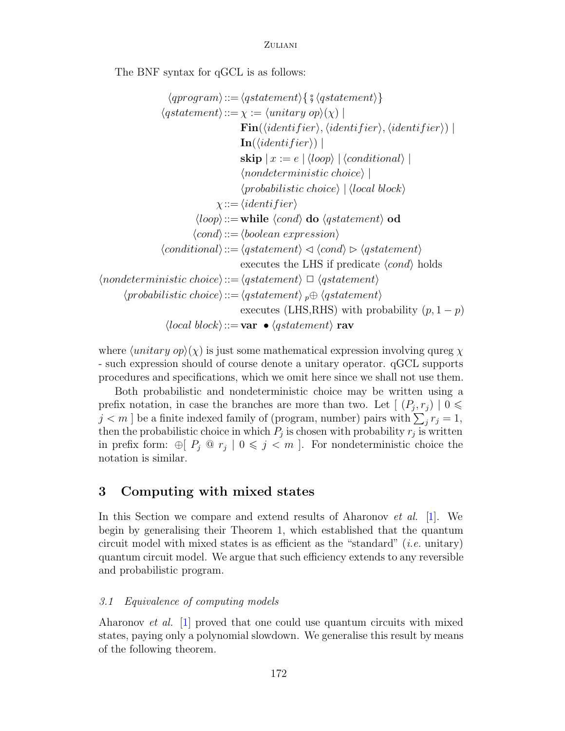The BNF syntax for qGCL is as follows:

$$
\begin{aligned}
\langle qprogram\rangle &::= \langle qstatement\rangle \{ \,;\, \langle qstatement\rangle \} \\
\langle qstatement\rangle &::= \chi := \langle unitary\ op\rangle(\chi) \mid \\
&\quad\ \ \mathbf{Fin}(\langle identifier\rangle, \langle identifier\rangle, \langle identifier\rangle) \mid \\
&\quad\ \ \mathbf{In}(\langle identifier\rangle) \mid \\
&\quad\ \ \mathbf{skip} \mid x := e \mid \langle loop\rangle \mid \langle conditional\rangle \mid \\
&\quad\ \ \langle nondeterministic\ choice\rangle \mid \\
&\quad\ \ \langle probabilistic\ choice\rangle \mid \langle local\ block\rangle \\
\chi &::= \langle identifier\rangle \\
\langle loop\rangle &::= \mathbf{while}\ \langle cond\rangle\ \mathbf{do}\ \langle qstatement\rangle\ \mathbf{od} \\
\langle cond\rangle &::= \langle boolean\ expression\rangle \\
\langle conditional\rangle &::= \langle qstatement\rangle \lhd \langle cond\rangle \rhd \langle qstatement\rangle \\
&\quad\ \ \text{executes the LHS if predicate } \langle cond\rangle \text{ holds} \\
\langle nondeterministic\ choice\rangle &::= \langle qstatement\rangle \ \Box\ \langle qstatement\rangle \\
\langle probabilistic\ choice\rangle &::= \langle qstatement\rangle \ {}_{p}\!\oplus \langle qstatement\rangle \\
&\quad\ \ \text{executes (LHS,RHS) with probability } (p, 1-p) \\
\langle local\ block\rangle &::= \mathbf{var}\ \bullet \langle qstatement\rangle\ \mathbf{rav}
\end{aligned}
$$

where $\langle unitary\ op\rangle(\chi)$ is just some mathematical expression involving qureg $\chi$ - such expression should of course denote a unitary operator. qGCL supports procedures and specifications, which we omit here since we shall not use them.

Both probabilistic and nondeterministic choice may be written using a prefix notation, in case the branches are more than two. Let $[\ (P_j, r_j) \mid 0 \leqslant j < m\ ]$ be a finite indexed family of (program, number) pairs with $\sum_j r_j = 1$, then the probabilistic choice in which $P_j$ is chosen with probability $r_j$ is written in prefix form: $\oplus[\ P_j \ @\ r_j \mid 0 \leqslant j < m\ ]$. For nondeterministic choice the notation is similar.

## 3 Computing with mixed states

In this Section we compare and extend results of Aharonov *et al.* [1]. We begin by generalising their Theorem 1, which established that the quantum circuit model with mixed states is as efficient as the "standard" (*i.e.* unitary) quantum circuit model. We argue that such efficiency extends to any reversible and probabilistic program.

### *3.1 Equivalence of computing models*

Aharonov *et al.* [1] proved that one could use quantum circuits with mixed states, paying only a polynomial slowdown. We generalise this result by means of the following theorem.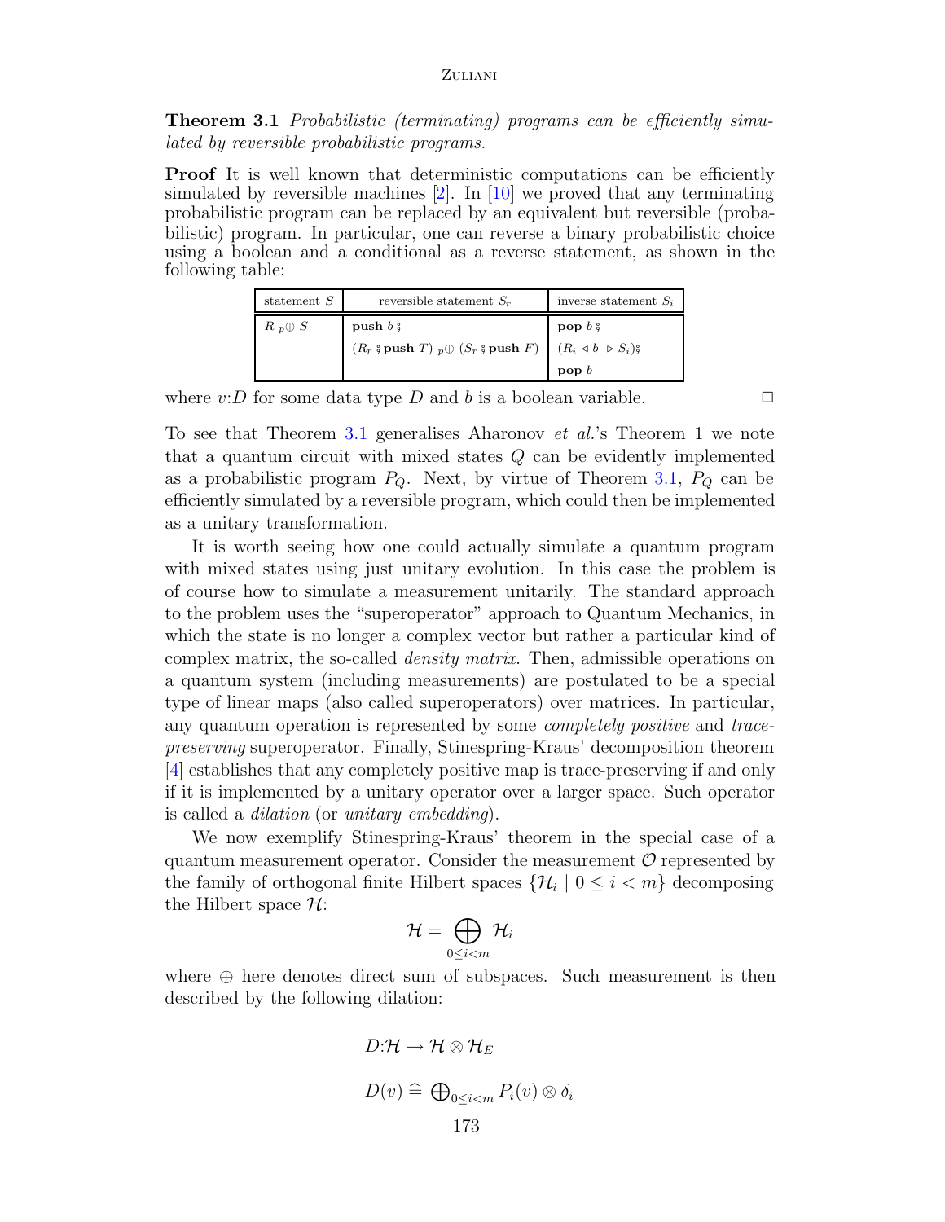**Theorem 3.1** *Probabilistic (terminating) programs can be efficiently simulated by reversible probabilistic programs.*

**Proof** It is well known that deterministic computations can be efficiently simulated by reversible machines [2]. In [10] we proved that any terminating probabilistic program can be replaced by an equivalent but reversible (probabilistic) program. In particular, one can reverse a binary probabilistic choice using a boolean and a conditional as a reverse statement, as shown in the following table:

| statement $S$ | reversible statement $S_r$ | inverse statement $S_i$ |
|---|---|---|
| $R\ {}_p\!\oplus\ S$ | **push** $b$ ⨾ | **pop** $b$ ⨾ |
| | $(R_r$ ⨾ **push** $T)\ {}_p\!\oplus\ (S_r$ ⨾ **push** $F)$ | $(R_i \lhd b \rhd S_i)$⨾ |
| | | **pop** $b$ |

where $v{:}D$ for some data type $D$ and $b$ is a boolean variable. □

To see that Theorem 3.1 generalises Aharonov *et al.*'s Theorem 1 we note that a quantum circuit with mixed states $Q$ can be evidently implemented as a probabilistic program $P_Q$. Next, by virtue of Theorem 3.1, $P_Q$ can be efficiently simulated by a reversible program, which could then be implemented as a unitary transformation.

It is worth seeing how one could actually simulate a quantum program with mixed states using just unitary evolution. In this case the problem is of course how to simulate a measurement unitarily. The standard approach to the problem uses the "superoperator" approach to Quantum Mechanics, in which the state is no longer a complex vector but rather a particular kind of complex matrix, the so-called *density matrix*. Then, admissible operations on a quantum system (including measurements) are postulated to be a special type of linear maps (also called superoperators) over matrices. In particular, any quantum operation is represented by some *completely positive* and *trace-preserving* superoperator. Finally, Stinespring-Kraus' decomposition theorem [4] establishes that any completely positive map is trace-preserving if and only if it is implemented by a unitary operator over a larger space. Such operator is called a *dilation* (or *unitary embedding*).

We now exemplify Stinespring-Kraus' theorem in the special case of a quantum measurement operator. Consider the measurement $\mathcal{O}$ represented by the family of orthogonal finite Hilbert spaces $\{\mathcal{H}_i \mid 0 \leq i < m\}$ decomposing the Hilbert space $\mathcal{H}$:

$$\mathcal{H} = \bigoplus_{0 \leq i < m} \mathcal{H}_i$$

where $\oplus$ here denotes direct sum of subspaces. Such measurement is then described by the following dilation:

$$D{:}\mathcal{H} \to \mathcal{H} \otimes \mathcal{H}_E$$

$$D(v) \mathrel{\widehat{=}} \textstyle\bigoplus_{0 \leq i < m} P_i(v) \otimes \delta_i$$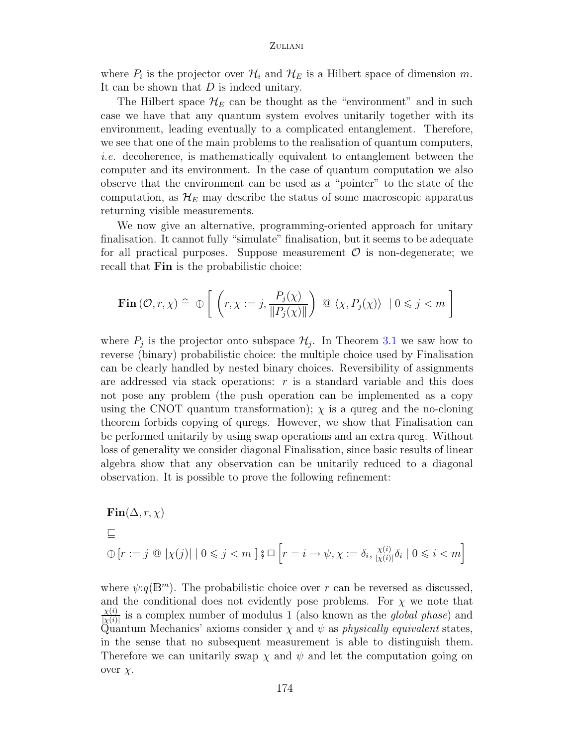where $P_i$ is the projector over $\mathcal{H}_i$ and $\mathcal{H}_E$ is a Hilbert space of dimension $m$. It can be shown that $D$ is indeed unitary.

The Hilbert space $\mathcal{H}_E$ can be thought as the "environment" and in such case we have that any quantum system evolves unitarily together with its environment, leading eventually to a complicated entanglement. Therefore, we see that one of the main problems to the realisation of quantum computers, *i.e.* decoherence, is mathematically equivalent to entanglement between the computer and its environment. In the case of quantum computation we also observe that the environment can be used as a "pointer" to the state of the computation, as $\mathcal{H}_E$ may describe the status of some macroscopic apparatus returning visible measurements.

We now give an alternative, programming-oriented approach for unitary finalisation. It cannot fully "simulate" finalisation, but it seems to be adequate for all practical purposes. Suppose measurement $\mathcal{O}$ is non-degenerate; we recall that **Fin** is the probabilistic choice:

$$\mathbf{Fin}\,(\mathcal{O}, r, \chi) \mathrel{\widehat{=}} \oplus \left[ \left( r, \chi := j, \frac{P_j(\chi)}{\|P_j(\chi)\|} \right) \ @ \ \langle \chi, P_j(\chi) \rangle \ \mid 0 \leqslant j < m \right]$$

where $P_j$ is the projector onto subspace $\mathcal{H}_j$. In Theorem 3.1 we saw how to reverse (binary) probabilistic choice: the multiple choice used by Finalisation can be clearly handled by nested binary choices. Reversibility of assignments are addressed via stack operations: $r$ is a standard variable and this does not pose any problem (the push operation can be implemented as a copy using the CNOT quantum transformation); $\chi$ is a qureg and the no-cloning theorem forbids copying of quregs. However, we show that Finalisation can be performed unitarily by using swap operations and an extra qureg. Without loss of generality we consider diagonal Finalisation, since basic results of linear algebra show that any observation can be unitarily reduced to a diagonal observation. It is possible to prove the following refinement:

$$\begin{aligned}
&\mathbf{Fin}(\Delta, r, \chi) \\
&\sqsubseteq \\
&\oplus \left[ r := j \ @ \ |\chi(j)| \mid 0 \leqslant j < m \ \right] \mathbin{;} \square \left[ r = i \rightarrow \psi, \chi := \delta_i, \tfrac{\chi(i)}{|\chi(i)|}\delta_i \mid 0 \leqslant i < m \right]
\end{aligned}$$

where $\psi{:}q(\mathbb{B}^m)$. The probabilistic choice over $r$ can be reversed as discussed, and the conditional does not evidently pose problems. For $\chi$ we note that $\frac{\chi(i)}{|\chi(i)|}$ is a complex number of modulus 1 (also known as the *global phase*) and Quantum Mechanics' axioms consider $\chi$ and $\psi$ as *physically equivalent* states, in the sense that no subsequent measurement is able to distinguish them. Therefore we can unitarily swap $\chi$ and $\psi$ and let the computation going on over $\chi$.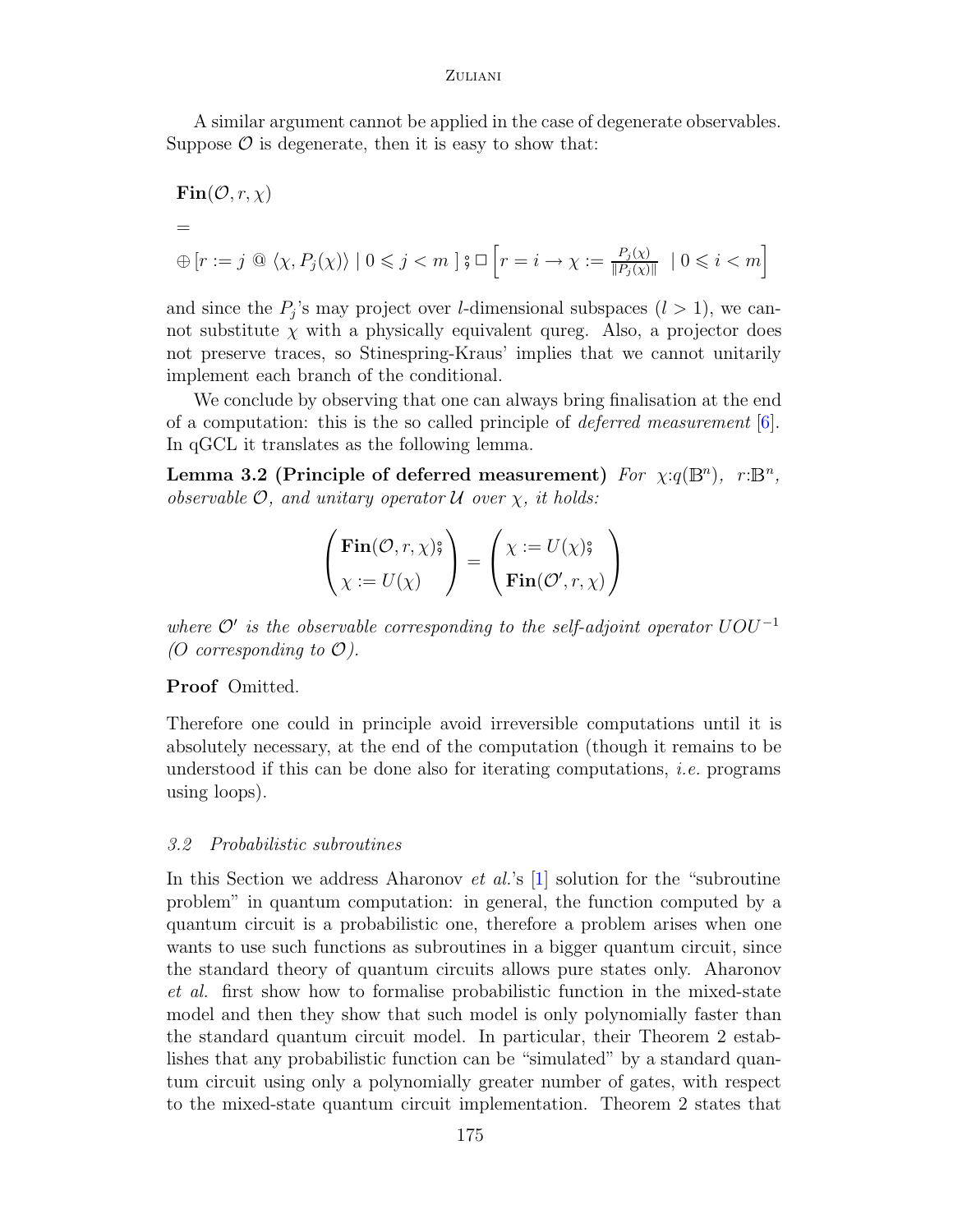A similar argument cannot be applied in the case of degenerate observables. Suppose $\mathcal{O}$ is degenerate, then it is easy to show that:

$$\mathbf{Fin}(\mathcal{O}, r, \chi)$$

$$=$$

$$\oplus \left[ r := j \ @ \ \langle \chi, P_j(\chi) \rangle \mid 0 \leqslant j < m \ \right] ⨾ \square \left[ r = i \rightarrow \chi := \tfrac{P_j(\chi)}{\|P_j(\chi)\|} \ \mid 0 \leqslant i < m \right]$$

and since the $P_j$'s may project over $l$-dimensional subspaces ($l > 1$), we cannot substitute $\chi$ with a physically equivalent qureg. Also, a projector does not preserve traces, so Stinespring-Kraus' implies that we cannot unitarily implement each branch of the conditional.

We conclude by observing that one can always bring finalisation at the end of a computation: this is the so called principle of *deferred measurement* [6]. In qGCL it translates as the following lemma.

**Lemma 3.2 (Principle of deferred measurement)** *For $\chi{:}q(\mathbb{B}^n)$, $r{:}\mathbb{B}^n$, observable $\mathcal{O}$, and unitary operator $\mathcal{U}$ over $\chi$, it holds:*

$$\begin{pmatrix} \mathbf{Fin}(\mathcal{O}, r, \chi) ⨾ \\ \chi := U(\chi) \end{pmatrix} = \begin{pmatrix} \chi := U(\chi) ⨾ \\ \mathbf{Fin}(\mathcal{O}', r, \chi) \end{pmatrix}$$

*where $\mathcal{O}'$ is the observable corresponding to the self-adjoint operator $UOU^{-1}$ ($O$ corresponding to $\mathcal{O}$).*

**Proof** Omitted.

Therefore one could in principle avoid irreversible computations until it is absolutely necessary, at the end of the computation (though it remains to be understood if this can be done also for iterating computations, *i.e.* programs using loops).

### *3.2 Probabilistic subroutines*

In this Section we address Aharonov *et al.*'s [1] solution for the "subroutine problem" in quantum computation: in general, the function computed by a quantum circuit is a probabilistic one, therefore a problem arises when one wants to use such functions as subroutines in a bigger quantum circuit, since the standard theory of quantum circuits allows pure states only. Aharonov *et al.* first show how to formalise probabilistic function in the mixed-state model and then they show that such model is only polynomially faster than the standard quantum circuit model. In particular, their Theorem 2 establishes that any probabilistic function can be "simulated" by a standard quantum circuit using only a polynomially greater number of gates, with respect to the mixed-state quantum circuit implementation. Theorem 2 states that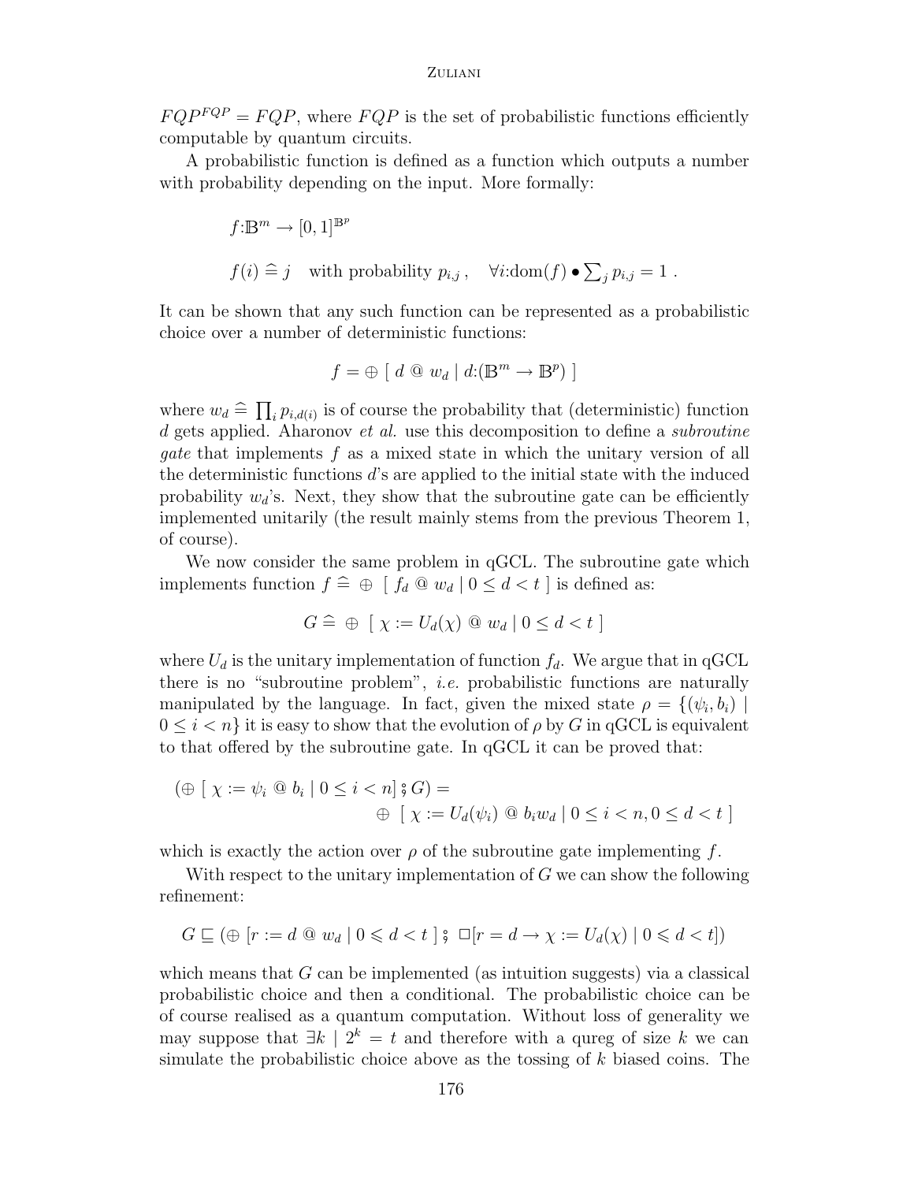$FQP^{FQP} = FQP$, where $FQP$ is the set of probabilistic functions efficiently computable by quantum circuits.

A probabilistic function is defined as a function which outputs a number with probability depending on the input. More formally:

$$f{:}\mathbb{B}^m \to [0,1]^{\mathbb{B}^p}$$

$$f(i) \mathrel{\widehat{=}} j \quad \text{with probability } p_{i,j}\,, \quad \forall i{:}\text{dom}(f) \bullet \textstyle\sum_j p_{i,j} = 1\ .$$

It can be shown that any such function can be represented as a probabilistic choice over a number of deterministic functions:

$$f = \oplus\ [\ d\ @\ w_d \mid d{:}(\mathbb{B}^m \to \mathbb{B}^p)\ ]$$

where $w_d \mathrel{\widehat{=}} \prod_i p_{i,d(i)}$ is of course the probability that (deterministic) function $d$ gets applied. Aharonov *et al.* use this decomposition to define a *subroutine gate* that implements $f$ as a mixed state in which the unitary version of all the deterministic functions $d$'s are applied to the initial state with the induced probability $w_d$'s. Next, they show that the subroutine gate can be efficiently implemented unitarily (the result mainly stems from the previous Theorem 1, of course).

We now consider the same problem in qGCL. The subroutine gate which implements function $f \mathrel{\widehat{=}} \oplus\ [\ f_d\ @\ w_d \mid 0 \le d < t\ ]$ is defined as:

$$G \mathrel{\widehat{=}} \oplus\ [\ \chi := U_d(\chi)\ @\ w_d \mid 0 \le d < t\ ]$$

where $U_d$ is the unitary implementation of function $f_d$. We argue that in qGCL there is no "subroutine problem", *i.e.* probabilistic functions are naturally manipulated by the language. In fact, given the mixed state $\rho = \{(\psi_i, b_i) \mid 0 \le i < n\}$ it is easy to show that the evolution of $\rho$ by $G$ in qGCL is equivalent to that offered by the subroutine gate. In qGCL it can be proved that:

$$(\oplus\ [\ \chi := \psi_i\ @\ b_i \mid 0 \le i < n]\ ⨾\ G) = \oplus\ [\ \chi := U_d(\psi_i)\ @\ b_i w_d \mid 0 \le i < n, 0 \le d < t\ ]$$

which is exactly the action over $\rho$ of the subroutine gate implementing $f$.

With respect to the unitary implementation of $G$ we can show the following refinement:

$$G \sqsubseteq (\oplus\ [r := d\ @\ w_d \mid 0 \leqslant d < t\ ]\ ⨾\ \square[r = d \to \chi := U_d(\chi) \mid 0 \leqslant d < t])$$

which means that $G$ can be implemented (as intuition suggests) via a classical probabilistic choice and then a conditional. The probabilistic choice can be of course realised as a quantum computation. Without loss of generality we may suppose that $\exists k \mid 2^k = t$ and therefore with a qureg of size $k$ we can simulate the probabilistic choice above as the tossing of $k$ biased coins. The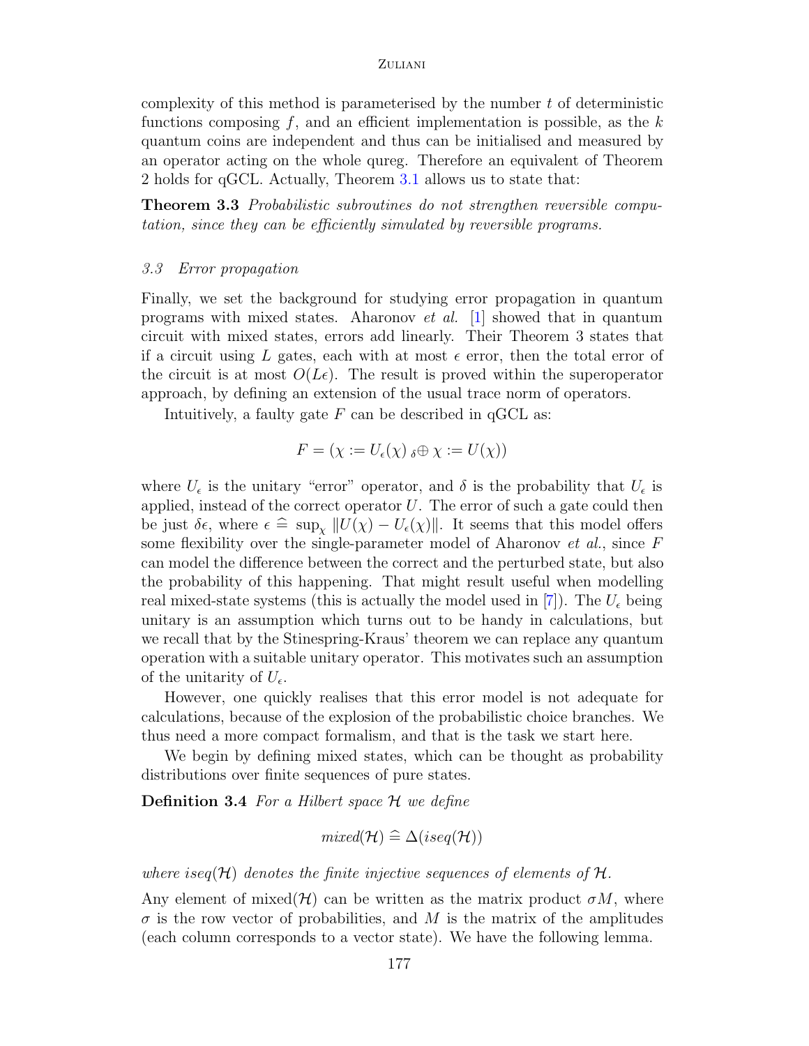complexity of this method is parameterised by the number $t$ of deterministic functions composing $f$, and an efficient implementation is possible, as the $k$ quantum coins are independent and thus can be initialised and measured by an operator acting on the whole qureg. Therefore an equivalent of Theorem 2 holds for qGCL. Actually, Theorem 3.1 allows us to state that:

**Theorem 3.3** *Probabilistic subroutines do not strengthen reversible computation, since they can be efficiently simulated by reversible programs.*

### *3.3 Error propagation*

Finally, we set the background for studying error propagation in quantum programs with mixed states. Aharonov *et al.* [1] showed that in quantum circuit with mixed states, errors add linearly. Their Theorem 3 states that if a circuit using $L$ gates, each with at most $\epsilon$ error, then the total error of the circuit is at most $O(L\epsilon)$. The result is proved within the superoperator approach, by defining an extension of the usual trace norm of operators.

Intuitively, a faulty gate $F$ can be described in qGCL as:

$$F = (\chi := U_\epsilon(\chi) \ {}_\delta\!\oplus \ \chi := U(\chi))$$

where $U_\epsilon$ is the unitary "error" operator, and $\delta$ is the probability that $U_\epsilon$ is applied, instead of the correct operator $U$. The error of such a gate could then be just $\delta\epsilon$, where $\epsilon \mathrel{\widehat{=}} \sup_\chi \|U(\chi) - U_\epsilon(\chi)\|$. It seems that this model offers some flexibility over the single-parameter model of Aharonov *et al.*, since $F$ can model the difference between the correct and the perturbed state, but also the probability of this happening. That might result useful when modelling real mixed-state systems (this is actually the model used in [7]). The $U_\epsilon$ being unitary is an assumption which turns out to be handy in calculations, but we recall that by the Stinespring-Kraus' theorem we can replace any quantum operation with a suitable unitary operator. This motivates such an assumption of the unitarity of $U_\epsilon$.

However, one quickly realises that this error model is not adequate for calculations, because of the explosion of the probabilistic choice branches. We thus need a more compact formalism, and that is the task we start here.

We begin by defining mixed states, which can be thought as probability distributions over finite sequences of pure states.

**Definition 3.4** *For a Hilbert space $\mathcal{H}$ we define*

$$\mathit{mixed}(\mathcal{H}) \mathrel{\widehat{=}} \Delta(\mathit{iseq}(\mathcal{H}))$$

*where $\mathit{iseq}(\mathcal{H})$ denotes the finite injective sequences of elements of $\mathcal{H}$.*

Any element of mixed($\mathcal{H}$) can be written as the matrix product $\sigma M$, where $\sigma$ is the row vector of probabilities, and $M$ is the matrix of the amplitudes (each column corresponds to a vector state). We have the following lemma.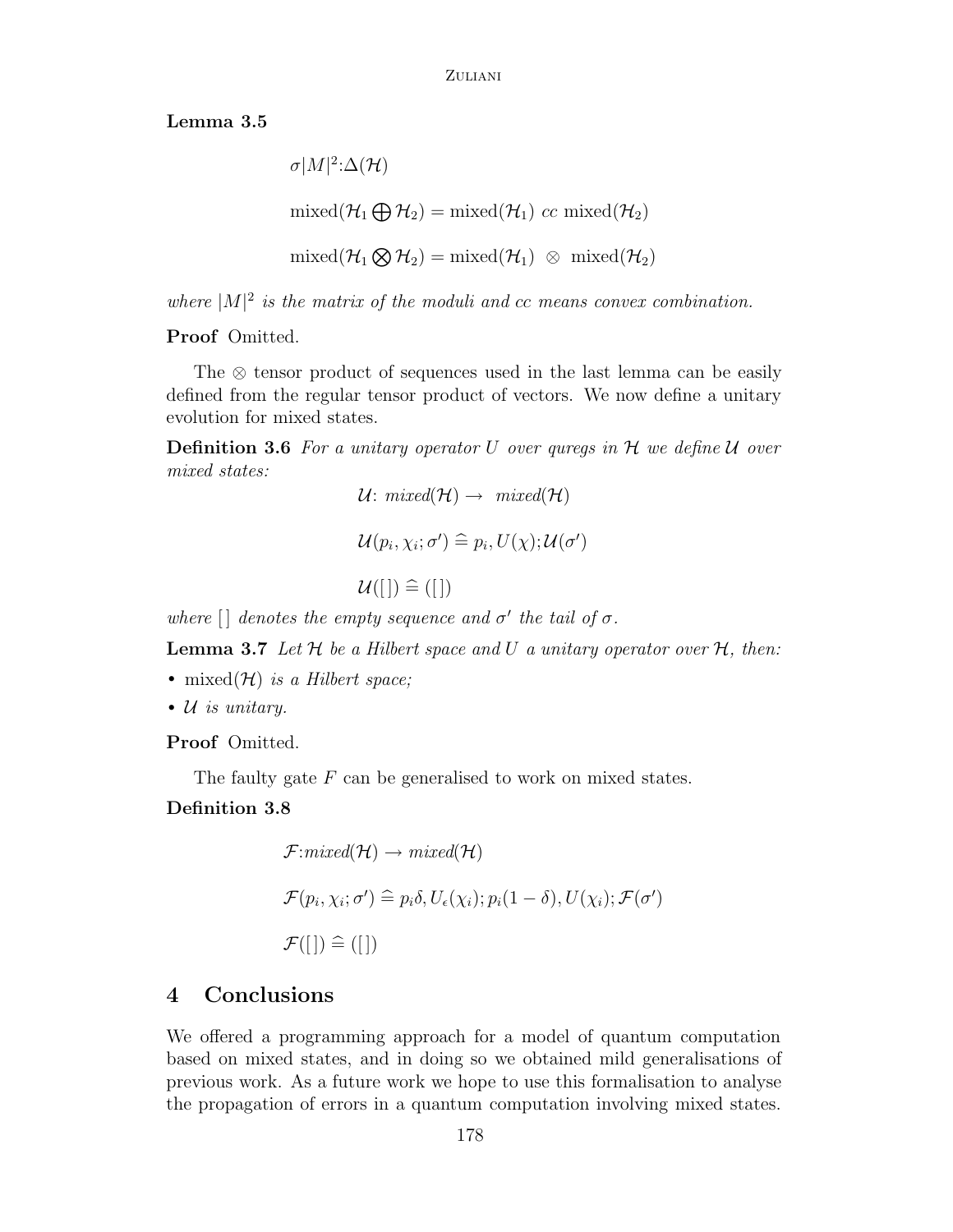**Lemma 3.5**

$$\sigma|M|^2{:}\Delta(\mathcal{H})$$

$$\text{mixed}(\mathcal{H}_1 \bigoplus \mathcal{H}_2) = \text{mixed}(\mathcal{H}_1) \; cc \; \text{mixed}(\mathcal{H}_2)$$

$$\text{mixed}(\mathcal{H}_1 \bigotimes \mathcal{H}_2) = \text{mixed}(\mathcal{H}_1) \; \otimes \; \text{mixed}(\mathcal{H}_2)$$

*where $|M|^2$ is the matrix of the moduli and cc means convex combination.*

**Proof** Omitted.

The $\otimes$ tensor product of sequences used in the last lemma can be easily defined from the regular tensor product of vectors. We now define a unitary evolution for mixed states.

**Definition 3.6** *For a unitary operator $U$ over quregs in $\mathcal{H}$ we define $\mathcal{U}$ over mixed states:*

$$\mathcal{U}\text{: } \mathit{mixed}(\mathcal{H}) \rightarrow \; \mathit{mixed}(\mathcal{H})$$

$$\mathcal{U}(p_i, \chi_i; \sigma') \mathrel{\widehat=} p_i, U(\chi); \mathcal{U}(\sigma')$$

$$\mathcal{U}([\,]) \mathrel{\widehat=} ([\,])$$

*where $[\,]$ denotes the empty sequence and $\sigma'$ the tail of $\sigma$.*

**Lemma 3.7** *Let $\mathcal{H}$ be a Hilbert space and $U$ a unitary operator over $\mathcal{H}$, then:*

- mixed($\mathcal{H}$) *is a Hilbert space;*
- $\mathcal{U}$ *is unitary.*

**Proof** Omitted.

The faulty gate $F$ can be generalised to work on mixed states.

**Definition 3.8**

$$\mathcal{F}{:}\mathit{mixed}(\mathcal{H}) \rightarrow \mathit{mixed}(\mathcal{H})$$

$$\mathcal{F}(p_i, \chi_i; \sigma') \mathrel{\widehat=} p_i\delta, U_\epsilon(\chi_i); p_i(1-\delta), U(\chi_i); \mathcal{F}(\sigma')$$

$$\mathcal{F}([\,]) \mathrel{\widehat=} ([\,])$$

## 4 Conclusions

We offered a programming approach for a model of quantum computation based on mixed states, and in doing so we obtained mild generalisations of previous work. As a future work we hope to use this formalisation to analyse the propagation of errors in a quantum computation involving mixed states.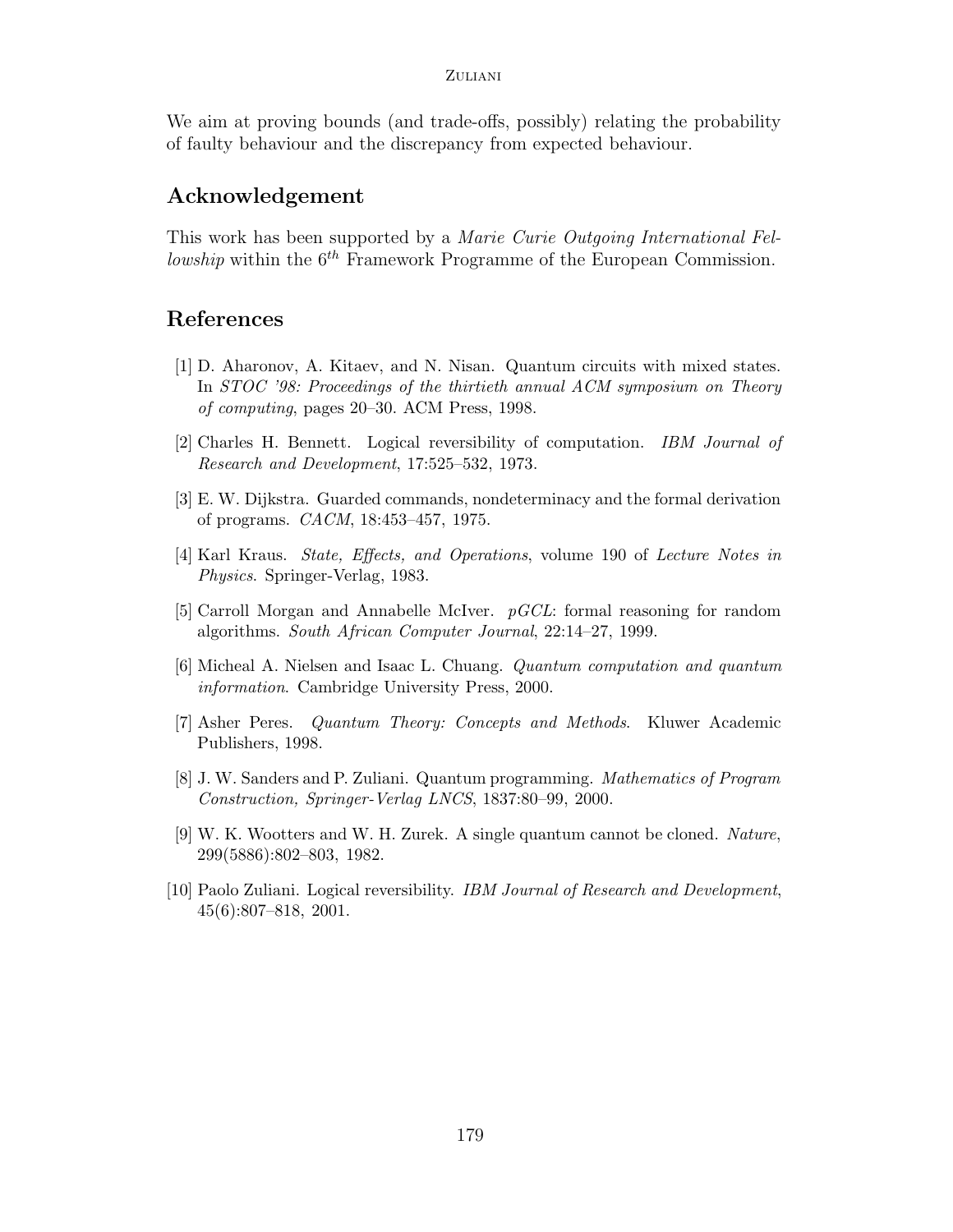We aim at proving bounds (and trade-offs, possibly) relating the probability of faulty behaviour and the discrepancy from expected behaviour.

## Acknowledgement

This work has been supported by a *Marie Curie Outgoing International Fellowship* within the $6^{th}$ Framework Programme of the European Commission.

## References

[1] D. Aharonov, A. Kitaev, and N. Nisan. Quantum circuits with mixed states. In *STOC '98: Proceedings of the thirtieth annual ACM symposium on Theory of computing*, pages 20–30. ACM Press, 1998.

[2] Charles H. Bennett. Logical reversibility of computation. *IBM Journal of Research and Development*, 17:525–532, 1973.

[3] E. W. Dijkstra. Guarded commands, nondeterminacy and the formal derivation of programs. *CACM*, 18:453–457, 1975.

[4] Karl Kraus. *State, Effects, and Operations*, volume 190 of *Lecture Notes in Physics*. Springer-Verlag, 1983.

[5] Carroll Morgan and Annabelle McIver. *pGCL*: formal reasoning for random algorithms. *South African Computer Journal*, 22:14–27, 1999.

[6] Micheal A. Nielsen and Isaac L. Chuang. *Quantum computation and quantum information*. Cambridge University Press, 2000.

[7] Asher Peres. *Quantum Theory: Concepts and Methods*. Kluwer Academic Publishers, 1998.

[8] J. W. Sanders and P. Zuliani. Quantum programming. *Mathematics of Program Construction, Springer-Verlag LNCS*, 1837:80–99, 2000.

[9] W. K. Wootters and W. H. Zurek. A single quantum cannot be cloned. *Nature*, 299(5886):802–803, 1982.

[10] Paolo Zuliani. Logical reversibility. *IBM Journal of Research and Development*, 45(6):807–818, 2001.